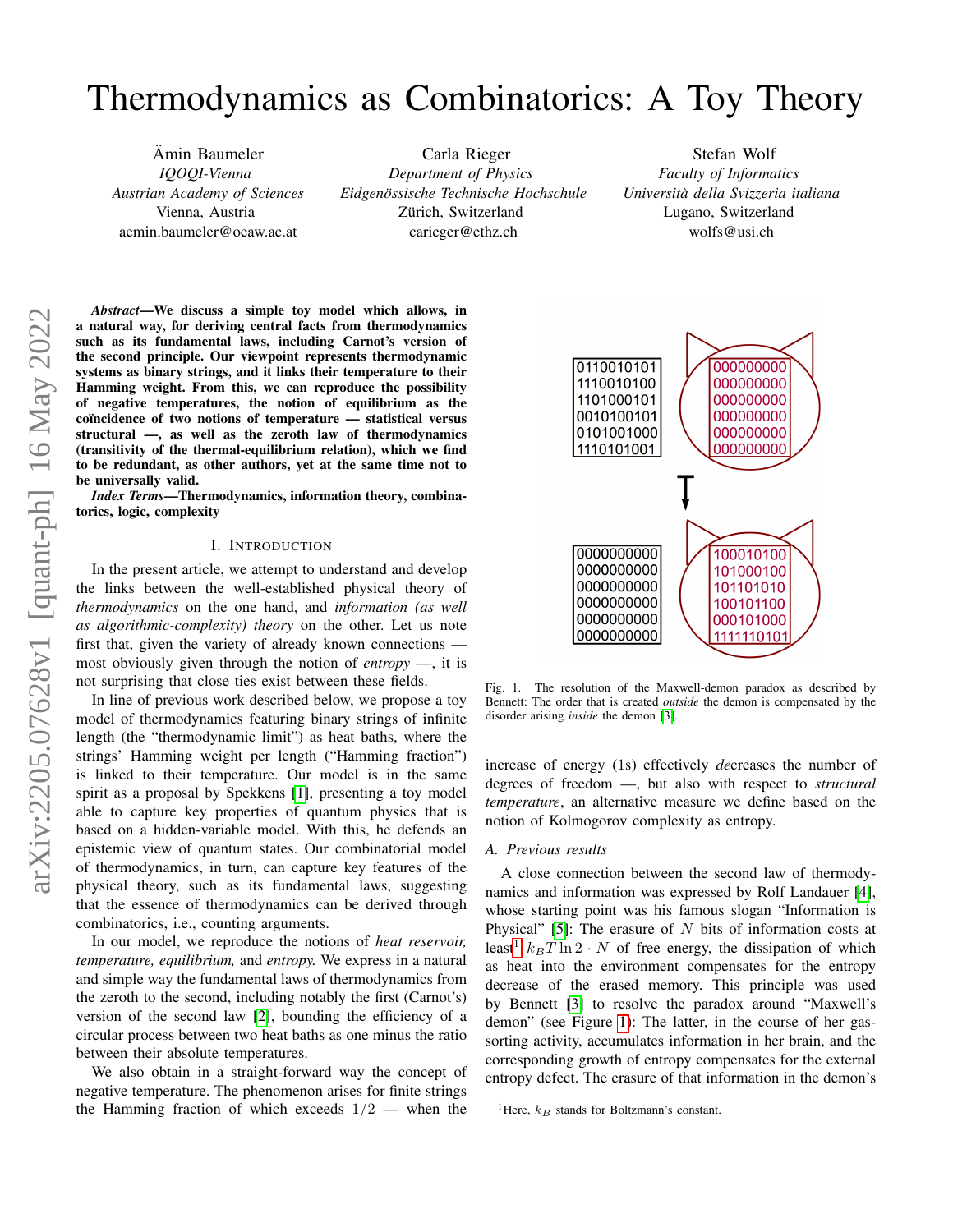# Thermodynamics as Combinatorics: A Toy Theory

Ämin Baumeler
*IQOQI-Vienna*
*Austrian Academy of Sciences*
Vienna, Austria
aemin.baumeler@oeaw.ac.at

Carla Rieger
*Department of Physics*
*Eidgenössische Technische Hochschule*
Zürich, Switzerland
carieger@ethz.ch

Stefan Wolf
*Faculty of Informatics*
*Università della Svizzera italiana*
Lugano, Switzerland
wolfs@usi.ch

***Abstract*—We discuss a simple toy model which allows, in a natural way, for deriving central facts from thermodynamics such as its fundamental laws, including Carnot's version of the second principle. Our viewpoint represents thermodynamic systems as binary strings, and it links their temperature to their Hamming weight. From this, we can reproduce the possibility of negative temperatures, the notion of equilibrium as the coïncidence of two notions of temperature — statistical versus structural —, as well as the zeroth law of thermodynamics (transitivity of the thermal-equilibrium relation), which we find to be redundant, as other authors, yet at the same time not to be universally valid.**

***Index Terms*—Thermodynamics, information theory, combinatorics, logic, complexity**

## I. Introduction

In the present article, we attempt to understand and develop the links between the well-established physical theory of *thermodynamics* on the one hand, and *information (as well as algorithmic-complexity) theory* on the other. Let us note first that, given the variety of already known connections — most obviously given through the notion of *entropy* —, it is not surprising that close ties exist between these fields.

In line of previous work described below, we propose a toy model of thermodynamics featuring binary strings of infinite length (the "thermodynamic limit") as heat baths, where the strings' Hamming weight per length ("Hamming fraction") is linked to their temperature. Our model is in the same spirit as a proposal by Spekkens [1], presenting a toy model able to capture key properties of quantum physics that is based on a hidden-variable model. With this, he defends an epistemic view of quantum states. Our combinatorial model of thermodynamics, in turn, can capture key features of the physical theory, such as its fundamental laws, suggesting that the essence of thermodynamics can be derived through combinatorics, i.e., counting arguments.

In our model, we reproduce the notions of *heat reservoir, temperature, equilibrium,* and *entropy.* We express in a natural and simple way the fundamental laws of thermodynamics from the zeroth to the second, including notably the first (Carnot's) version of the second law [2], bounding the efficiency of a circular process between two heat baths as one minus the ratio between their absolute temperatures.

We also obtain in a straight-forward way the concept of negative temperature. The phenomenon arises for finite strings the Hamming fraction of which exceeds $1/2$ — when the increase of energy (1s) effectively *de*creases the number of degrees of freedom —, but also with respect to *structural temperature*, an alternative measure we define based on the notion of Kolmogorov complexity as entropy.

Fig. 1. The resolution of the Maxwell-demon paradox as described by Bennett: The order that is created *outside* the demon is compensated by the disorder arising *inside* the demon [3].

### A. Previous results

A close connection between the second law of thermodynamics and information was expressed by Rolf Landauer [4], whose starting point was his famous slogan "Information is Physical" [5]: The erasure of $N$ bits of information costs at least[1] $k_B T \ln 2 \cdot N$ of free energy, the dissipation of which as heat into the environment compensates for the entropy decrease of the erased memory. This principle was used by Bennett [3] to resolve the paradox around "Maxwell's demon" (see Figure 1): The latter, in the course of her gas-sorting activity, accumulates information in her brain, and the corresponding growth of entropy compensates for the external entropy defect. The erasure of that information in the demon's

[1] Here, $k_B$ stands for Boltzmann's constant.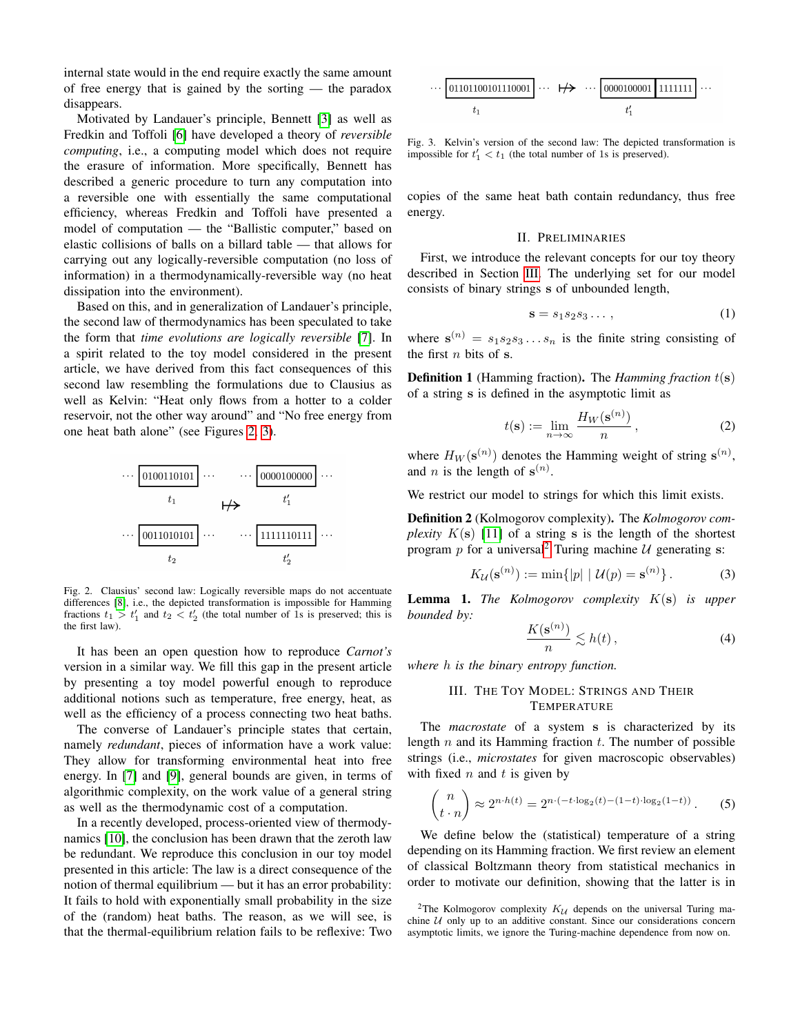internal state would in the end require exactly the same amount of free energy that is gained by the sorting — the paradox disappears.

Motivated by Landauer's principle, Bennett [3] as well as Fredkin and Toffoli [6] have developed a theory of *reversible computing*, i.e., a computing model which does not require the erasure of information. More specifically, Bennett has described a generic procedure to turn any computation into a reversible one with essentially the same computational efficiency, whereas Fredkin and Toffoli have presented a model of computation — the "Ballistic computer," based on elastic collisions of balls on a billard table — that allows for carrying out any logically-reversible computation (no loss of information) in a thermodynamically-reversible way (no heat dissipation into the environment).

Based on this, and in generalization of Landauer's principle, the second law of thermodynamics has been speculated to take the form that *time evolutions are logically reversible* [7]. In a spirit related to the toy model considered in the present article, we have derived from this fact consequences of this second law resembling the formulations due to Clausius as well as Kelvin: "Heat only flows from a hotter to a colder reservoir, not the other way around" and "No free energy from one heat bath alone" (see Figures 2, 3).

$$
\begin{array}{ccc}
\cdots \boxed{0100110101} \cdots & & \cdots \boxed{0000100000} \cdots \\
t_1 & \not\mapsto & t_1' \\
\cdots \boxed{0011010101} \cdots & & \cdots \boxed{1111110111} \cdots \\
t_2 & & t_2'
\end{array}
$$

Fig. 2. Clausius' second law: Logically reversible maps do not accentuate differences [8], i.e., the depicted transformation is impossible for Hamming fractions $t_1 > t_1'$ and $t_2 < t_2'$ (the total number of 1s is preserved; this is the first law).

It has been an open question how to reproduce *Carnot's* version in a similar way. We fill this gap in the present article by presenting a toy model powerful enough to reproduce additional notions such as temperature, free energy, heat, as well as the efficiency of a process connecting two heat baths.

The converse of Landauer's principle states that certain, namely *redundant*, pieces of information have a work value: They allow for transforming environmental heat into free energy. In [7] and [9], general bounds are given, in terms of algorithmic complexity, on the work value of a general string as well as the thermodynamic cost of a computation.

In a recently developed, process-oriented view of thermodynamics [10], the conclusion has been drawn that the zeroth law be redundant. We reproduce this conclusion in our toy model presented in this article: The law is a direct consequence of the notion of thermal equilibrium — but it has an error probability: It fails to hold with exponentially small probability in the size of the (random) heat baths. The reason, as we will see, is that the thermal-equilibrium relation fails to be reflexive: Two copies of the same heat bath contain redundancy, thus free energy.

$$
\begin{array}{ccc}
\cdots \boxed{01101100101110001} \cdots & \not\mapsto & \cdots \boxed{0000100001}\boxed{1111111} \cdots \\
t_1 & & t_1'
\end{array}
$$

Fig. 3. Kelvin's version of the second law: The depicted transformation is impossible for $t_1' < t_1$ (the total number of 1s is preserved).

## II. Preliminaries

First, we introduce the relevant concepts for our toy theory described in Section III. The underlying set for our model consists of binary strings $\mathbf{s}$ of unbounded length,

$$\mathbf{s} = s_1 s_2 s_3 \ldots , \tag{1}$$

where $\mathbf{s}^{(n)} = s_1 s_2 s_3 \ldots s_n$ is the finite string consisting of the first $n$ bits of $\mathbf{s}$.

**Definition 1** (Hamming fraction)**.** The *Hamming fraction* $t(\mathbf{s})$ of a string $\mathbf{s}$ is defined in the asymptotic limit as

$$t(\mathbf{s}) := \lim_{n\to\infty} \frac{H_W(\mathbf{s}^{(n)})}{n} , \tag{2}$$

where $H_W(\mathbf{s}^{(n)})$ denotes the Hamming weight of string $\mathbf{s}^{(n)}$, and $n$ is the length of $\mathbf{s}^{(n)}$.

We restrict our model to strings for which this limit exists.

**Definition 2** (Kolmogorov complexity)**.** The *Kolmogorov complexity* $K(\mathbf{s})$ [11] of a string $\mathbf{s}$ is the length of the shortest program $p$ for a universal[2] Turing machine $\mathcal{U}$ generating $\mathbf{s}$:

$$K_{\mathcal{U}}(\mathbf{s}^{(n)}) := \min\{|p| \mid \mathcal{U}(p) = \mathbf{s}^{(n)}\} . \tag{3}$$

**Lemma 1.** *The Kolmogorov complexity $K(\mathbf{s})$ is upper bounded by:*

$$\frac{K(\mathbf{s}^{(n)})}{n} \lesssim h(t) , \tag{4}$$

*where $h$ is the binary entropy function.*

## III. The Toy Model: Strings and Their Temperature

The *macrostate* of a system $\mathbf{s}$ is characterized by its length $n$ and its Hamming fraction $t$. The number of possible strings (i.e., *microstates* for given macroscopic observables) with fixed $n$ and $t$ is given by

$$\binom{n}{t \cdot n} \approx 2^{n \cdot h(t)} = 2^{n \cdot (-t \cdot \log_2(t) - (1-t) \cdot \log_2(1-t))} . \tag{5}$$

We define below the (statistical) temperature of a string depending on its Hamming fraction. We first review an element of classical Boltzmann theory from statistical mechanics in order to motivate our definition, showing that the latter is in

[2] The Kolmogorov complexity $K_{\mathcal{U}}$ depends on the universal Turing machine $\mathcal{U}$ only up to an additive constant. Since our considerations concern asymptotic limits, we ignore the Turing-machine dependence from now on.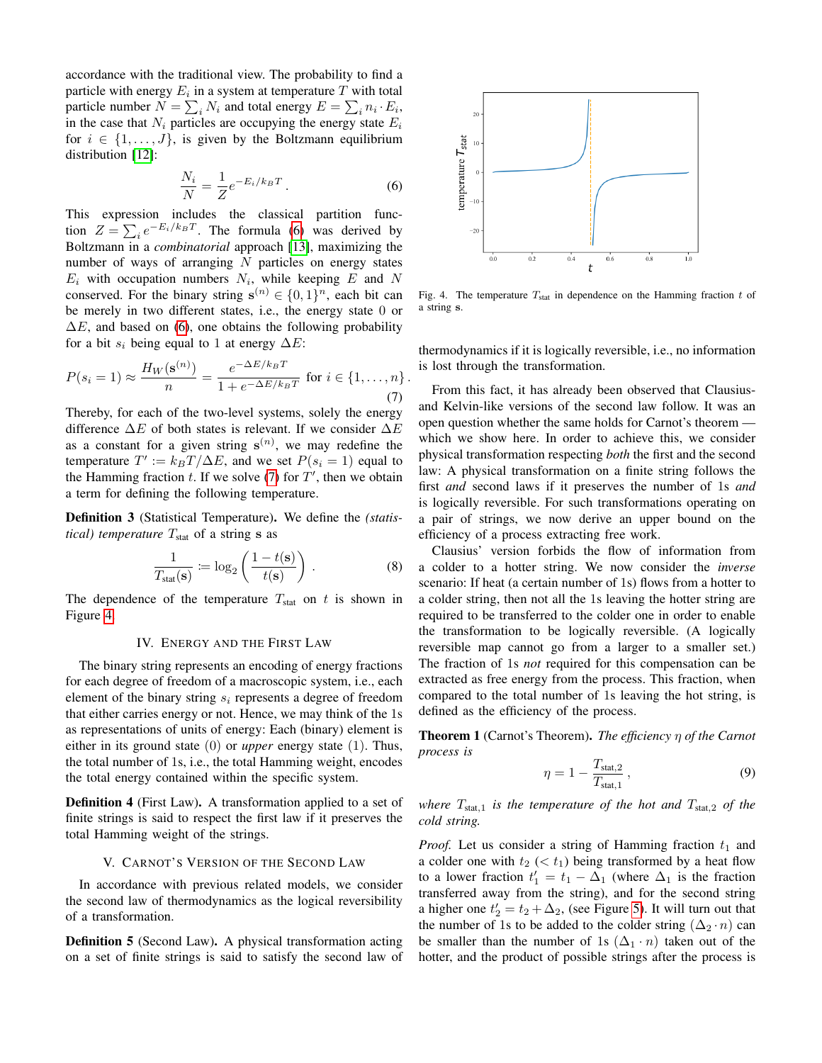accordance with the traditional view. The probability to find a particle with energy $E_i$ in a system at temperature $T$ with total particle number $N = \sum_i N_i$ and total energy $E = \sum_i n_i \cdot E_i$, in the case that $N_i$ particles are occupying the energy state $E_i$ for $i \in \{1, \ldots, J\}$, is given by the Boltzmann equilibrium distribution [12]:

$$\frac{N_i}{N} = \frac{1}{Z} e^{-E_i/k_B T} \, . \tag{6}$$

This expression includes the classical partition function $Z = \sum_i e^{-E_i/k_B T}$. The formula (6) was derived by Boltzmann in a *combinatorial* approach [13], maximizing the number of ways of arranging $N$ particles on energy states $E_i$ with occupation numbers $N_i$, while keeping $E$ and $N$ conserved. For the binary string $\mathbf{s}^{(n)} \in \{0, 1\}^n$, each bit can be merely in two different states, i.e., the energy state 0 or $\Delta E$, and based on (6), one obtains the following probability for a bit $s_i$ being equal to 1 at energy $\Delta E$:

$$P(s_i = 1) \approx \frac{H_W(\mathbf{s}^{(n)})}{n} = \frac{e^{-\Delta E/k_B T}}{1 + e^{-\Delta E/k_B T}} \text{ for } i \in \{1, \ldots, n\} \, . \tag{7}$$

Thereby, for each of the two-level systems, solely the energy difference $\Delta E$ of both states is relevant. If we consider $\Delta E$ as a constant for a given string $\mathbf{s}^{(n)}$, we may redefine the temperature $T' := k_B T / \Delta E$, and we set $P(s_i = 1)$ equal to the Hamming fraction $t$. If we solve (7) for $T'$, then we obtain a term for defining the following temperature.

**Definition 3** (Statistical Temperature)**.** We define the *(statistical) temperature* $T_{\text{stat}}$ of a string $\mathbf{s}$ as

$$\frac{1}{T_{\text{stat}}(\mathbf{s})} \coloneqq \log_2 \left( \frac{1 - t(\mathbf{s})}{t(\mathbf{s})} \right) \, . \tag{8}$$

The dependence of the temperature $T_{\text{stat}}$ on $t$ is shown in Figure 4.

Fig. 4. The temperature $T_{\text{stat}}$ in dependence on the Hamming fraction $t$ of a string $\mathbf{s}$.

## IV. Energy and the First Law

The binary string represents an encoding of energy fractions for each degree of freedom of a macroscopic system, i.e., each element of the binary string $s_i$ represents a degree of freedom that either carries energy or not. Hence, we may think of the 1s as representations of units of energy: Each (binary) element is either in its ground state (0) or *upper* energy state (1). Thus, the total number of 1s, i.e., the total Hamming weight, encodes the total energy contained within the specific system.

**Definition 4** (First Law)**.** A transformation applied to a set of finite strings is said to respect the first law if it preserves the total Hamming weight of the strings.

## V. Carnot's Version of the Second Law

In accordance with previous related models, we consider the second law of thermodynamics as the logical reversibility of a transformation.

**Definition 5** (Second Law)**.** A physical transformation acting on a set of finite strings is said to satisfy the second law of thermodynamics if it is logically reversible, i.e., no information is lost through the transformation.

From this fact, it has already been observed that Clausius- and Kelvin-like versions of the second law follow. It was an open question whether the same holds for Carnot's theorem — which we show here. In order to achieve this, we consider physical transformation respecting *both* the first and the second law: A physical transformation on a finite string follows the first *and* second laws if it preserves the number of 1s *and* is logically reversible. For such transformations operating on a pair of strings, we now derive an upper bound on the efficiency of a process extracting free work.

Clausius' version forbids the flow of information from a colder to a hotter string. We now consider the *inverse* scenario: If heat (a certain number of 1s) flows from a hotter to a colder string, then not all the 1s leaving the hotter string are required to be transferred to the colder one in order to enable the transformation to be logically reversible. (A logically reversible map cannot go from a larger to a smaller set.) The fraction of 1s *not* required for this compensation can be extracted as free energy from the process. This fraction, when compared to the total number of 1s leaving the hot string, is defined as the efficiency of the process.

**Theorem 1** (Carnot's Theorem)**.** *The efficiency $\eta$ of the Carnot process is*

$$\eta = 1 - \frac{T_{\text{stat},2}}{T_{\text{stat},1}} \, , \tag{9}$$

*where $T_{\text{stat},1}$ is the temperature of the hot and $T_{\text{stat},2}$ of the cold string.*

*Proof.* Let us consider a string of Hamming fraction $t_1$ and a colder one with $t_2$ ($< t_1$) being transformed by a heat flow to a lower fraction $t_1' = t_1 - \Delta_1$ (where $\Delta_1$ is the fraction transferred away from the string), and for the second string a higher one $t_2' = t_2 + \Delta_2$, (see Figure 5). It will turn out that the number of 1s to be added to the colder string ($\Delta_2 \cdot n$) can be smaller than the number of 1s ($\Delta_1 \cdot n$) taken out of the hotter, and the product of possible strings after the process is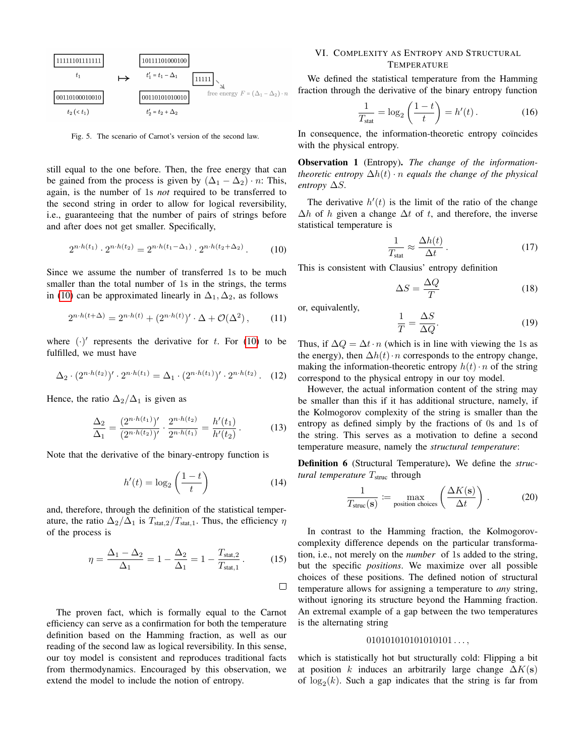Fig. 5. The scenario of Carnot's version of the second law.

still equal to the one before. Then, the free energy that can be gained from the process is given by $(\Delta_1 - \Delta_2) \cdot n$: This, again, is the number of 1s *not* required to be transferred to the second string in order to allow for logical reversibility, i.e., guaranteeing that the number of pairs of strings before and after does not get smaller. Specifically,

$$2^{n \cdot h(t_1)} \cdot 2^{n \cdot h(t_2)} = 2^{n \cdot h(t_1 - \Delta_1)} \cdot 2^{n \cdot h(t_2 + \Delta_2)} . \tag{10}$$

Since we assume the number of transferred 1s to be much smaller than the total number of 1s in the strings, the terms in (10) can be approximated linearly in $\Delta_1, \Delta_2$, as follows

$$2^{n \cdot h(t + \Delta)} = 2^{n \cdot h(t)} + (2^{n \cdot h(t)})' \cdot \Delta + \mathcal{O}(\Delta^2) , \tag{11}$$

where $(\cdot)'$ represents the derivative for $t$. For (10) to be fulfilled, we must have

$$\Delta_2 \cdot (2^{n \cdot h(t_2)})' \cdot 2^{n \cdot h(t_1)} = \Delta_1 \cdot (2^{n \cdot h(t_1)})' \cdot 2^{n \cdot h(t_2)} . \tag{12}$$

Hence, the ratio $\Delta_2 / \Delta_1$ is given as

$$\frac{\Delta_2}{\Delta_1} = \frac{(2^{n \cdot h(t_1)})'}{(2^{n \cdot h(t_2)})'} \cdot \frac{2^{n \cdot h(t_2)}}{2^{n \cdot h(t_1)}} = \frac{h'(t_1)}{h'(t_2)} . \tag{13}$$

Note that the derivative of the binary-entropy function is

$$h'(t) = \log_2 \left( \frac{1-t}{t} \right) \tag{14}$$

and, therefore, through the definition of the statistical temperature, the ratio $\Delta_2 / \Delta_1$ is $T_{\text{stat},2} / T_{\text{stat},1}$. Thus, the efficiency $\eta$ of the process is

$$\eta = \frac{\Delta_1 - \Delta_2}{\Delta_1} = 1 - \frac{\Delta_2}{\Delta_1} = 1 - \frac{T_{\text{stat},2}}{T_{\text{stat},1}} . \tag{15}$$

□

The proven fact, which is formally equal to the Carnot efficiency can serve as a confirmation for both the temperature definition based on the Hamming fraction, as well as our reading of the second law as logical reversibility. In this sense, our toy model is consistent and reproduces traditional facts from thermodynamics. Encouraged by this observation, we extend the model to include the notion of entropy.

## VI. Complexity as Entropy and Structural Temperature

We defined the statistical temperature from the Hamming fraction through the derivative of the binary entropy function

$$\frac{1}{T_{\text{stat}}} = \log_2 \left( \frac{1-t}{t} \right) = h'(t) . \tag{16}$$

In consequence, the information-theoretic entropy coïncides with the physical entropy.

**Observation 1** (Entropy). *The change of the information-theoretic entropy $\Delta h(t) \cdot n$ equals the change of the physical entropy $\Delta S$.*

The derivative $h'(t)$ is the limit of the ratio of the change $\Delta h$ of $h$ given a change $\Delta t$ of $t$, and therefore, the inverse statistical temperature is

$$\frac{1}{T_{\text{stat}}} \approx \frac{\Delta h(t)}{\Delta t} . \tag{17}$$

This is consistent with Clausius' entropy definition

$$\Delta S = \frac{\Delta Q}{T} \tag{18}$$

or, equivalently,

$$\frac{1}{T} = \frac{\Delta S}{\Delta Q} . \tag{19}$$

Thus, if $\Delta Q = \Delta t \cdot n$ (which is in line with viewing the 1s as the energy), then $\Delta h(t) \cdot n$ corresponds to the entropy change, making the information-theoretic entropy $h(t) \cdot n$ of the string correspond to the physical entropy in our toy model.

However, the actual information content of the string may be smaller than this if it has additional structure, namely, if the Kolmogorov complexity of the string is smaller than the entropy as defined simply by the fractions of 0s and 1s of the string. This serves as a motivation to define a second temperature measure, namely the *structural temperature*:

**Definition 6** (Structural Temperature). *We define the structural temperature $T_{\text{struc}}$ through*

$$\frac{1}{T_{\text{struc}}(\mathbf{s})} := \max_{\text{position choices}} \left( \frac{\Delta K(\mathbf{s})}{\Delta t} \right) . \tag{20}$$

In contrast to the Hamming fraction, the Kolmogorov-complexity difference depends on the particular transformation, i.e., not merely on the *number* of 1s added to the string, but the specific *positions*. We maximize over all possible choices of these positions. The defined notion of structural temperature allows for assigning a temperature to *any* string, without ignoring its structure beyond the Hamming fraction. An extremal example of a gap between the two temperatures is the alternating string

$$010101010101010101 \ldots ,$$

which is statistically hot but structurally cold: Flipping a bit at position $k$ induces an arbitrarily large change $\Delta K(\mathbf{s})$ of $\log_2(k)$. Such a gap indicates that the string is far from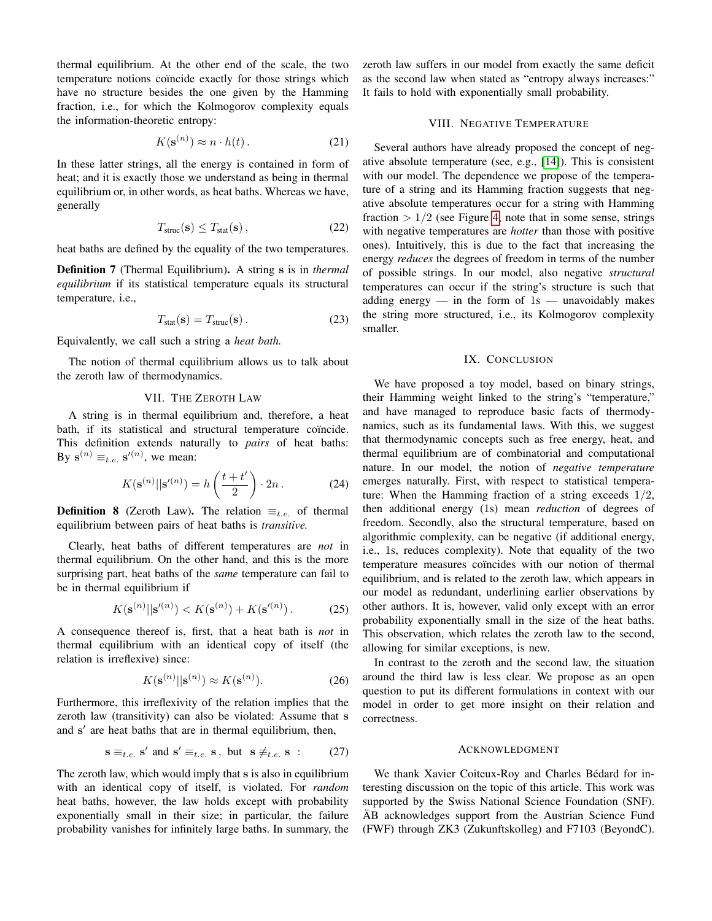thermal equilibrium. At the other end of the scale, the two temperature notions coïncide exactly for those strings which have no structure besides the one given by the Hamming fraction, i.e., for which the Kolmogorov complexity equals the information-theoretic entropy:

$$K(\mathbf{s}^{(n)}) \approx n \cdot h(t) \,. \tag{21}$$

In these latter strings, all the energy is contained in form of heat; and it is exactly those we understand as being in thermal equilibrium or, in other words, as heat baths. Whereas we have, generally

$$T_{\text{struc}}(\mathbf{s}) \leq T_{\text{stat}}(\mathbf{s}) \,, \tag{22}$$

heat baths are defined by the equality of the two temperatures.

**Definition 7** (Thermal Equilibrium)**.** A string $\mathbf{s}$ is in *thermal equilibrium* if its statistical temperature equals its structural temperature, i.e.,

$$T_{\text{stat}}(\mathbf{s}) = T_{\text{struc}}(\mathbf{s}) \,. \tag{23}$$

Equivalently, we call such a string a *heat bath.*

The notion of thermal equilibrium allows us to talk about the zeroth law of thermodynamics.

## VII. The Zeroth Law

A string is in thermal equilibrium and, therefore, a heat bath, if its statistical and structural temperature coïncide. This definition extends naturally to *pairs* of heat baths: By $\mathbf{s}^{(n)} \equiv_{t.e.} \mathbf{s}'^{(n)}$, we mean:

$$K(\mathbf{s}^{(n)} || \mathbf{s}'^{(n)}) = h\left(\frac{t+t'}{2}\right) \cdot 2n \,. \tag{24}$$

**Definition 8** (Zeroth Law)**.** The relation $\equiv_{t.e.}$ of thermal equilibrium between pairs of heat baths is *transitive.*

Clearly, heat baths of different temperatures are *not* in thermal equilibrium. On the other hand, and this is the more surprising part, heat baths of the *same* temperature can fail to be in thermal equilibrium if

$$K(\mathbf{s}^{(n)} || \mathbf{s}'^{(n)}) < K(\mathbf{s}^{(n)}) + K(\mathbf{s}'^{(n)}) \,. \tag{25}$$

A consequence thereof is, first, that a heat bath is *not* in thermal equilibrium with an identical copy of itself (the relation is irreflexive) since:

$$K(\mathbf{s}^{(n)} || \mathbf{s}^{(n)}) \approx K(\mathbf{s}^{(n)}). \tag{26}$$

Furthermore, this irreflexivity of the relation implies that the zeroth law (transitivity) can also be violated: Assume that $\mathbf{s}$ and $\mathbf{s}'$ are heat baths that are in thermal equilibrium, then,

$$\mathbf{s} \equiv_{t.e.} \mathbf{s}' \text{ and } \mathbf{s}' \equiv_{t.e.} \mathbf{s} \,, \text{ but } \mathbf{s} \not\equiv_{t.e.} \mathbf{s} \;: \tag{27}$$

The zeroth law, which would imply that $\mathbf{s}$ is also in equilibrium with an identical copy of itself, is violated. For *random* heat baths, however, the law holds except with probability exponentially small in their size; in particular, the failure probability vanishes for infinitely large baths. In summary, the zeroth law suffers in our model from exactly the same deficit as the second law when stated as "entropy always increases:" It fails to hold with exponentially small probability.

## VIII. Negative Temperature

Several authors have already proposed the concept of negative absolute temperature (see, e.g., [14]). This is consistent with our model. The dependence we propose of the temperature of a string and its Hamming fraction suggests that negative absolute temperatures occur for a string with Hamming fraction $> 1/2$ (see Figure 4, note that in some sense, strings with negative temperatures are *hotter* than those with positive ones). Intuitively, this is due to the fact that increasing the energy *reduces* the degrees of freedom in terms of the number of possible strings. In our model, also negative *structural* temperatures can occur if the string's structure is such that adding energy — in the form of 1s — unavoidably makes the string more structured, i.e., its Kolmogorov complexity smaller.

## IX. Conclusion

We have proposed a toy model, based on binary strings, their Hamming weight linked to the string's "temperature," and have managed to reproduce basic facts of thermodynamics, such as its fundamental laws. With this, we suggest that thermodynamic concepts such as free energy, heat, and thermal equilibrium are of combinatorial and computational nature. In our model, the notion of *negative temperature* emerges naturally. First, with respect to statistical temperature: When the Hamming fraction of a string exceeds $1/2$, then additional energy (1s) mean *reduction* of degrees of freedom. Secondly, also the structural temperature, based on algorithmic complexity, can be negative (if additional energy, i.e., 1s, reduces complexity). Note that equality of the two temperature measures coïncides with our notion of thermal equilibrium, and is related to the zeroth law, which appears in our model as redundant, underlining earlier observations by other authors. It is, however, valid only except with an error probability exponentially small in the size of the heat baths. This observation, which relates the zeroth law to the second, allowing for similar exceptions, is new.

In contrast to the zeroth and the second law, the situation around the third law is less clear. We propose as an open question to put its different formulations in context with our model in order to get more insight on their relation and correctness.

## Acknowledgment

We thank Xavier Coiteux-Roy and Charles Bédard for interesting discussion on the topic of this article. This work was supported by the Swiss National Science Foundation (SNF). ÄB acknowledges support from the Austrian Science Fund (FWF) through ZK3 (Zukunftskolleg) and F7103 (BeyondC).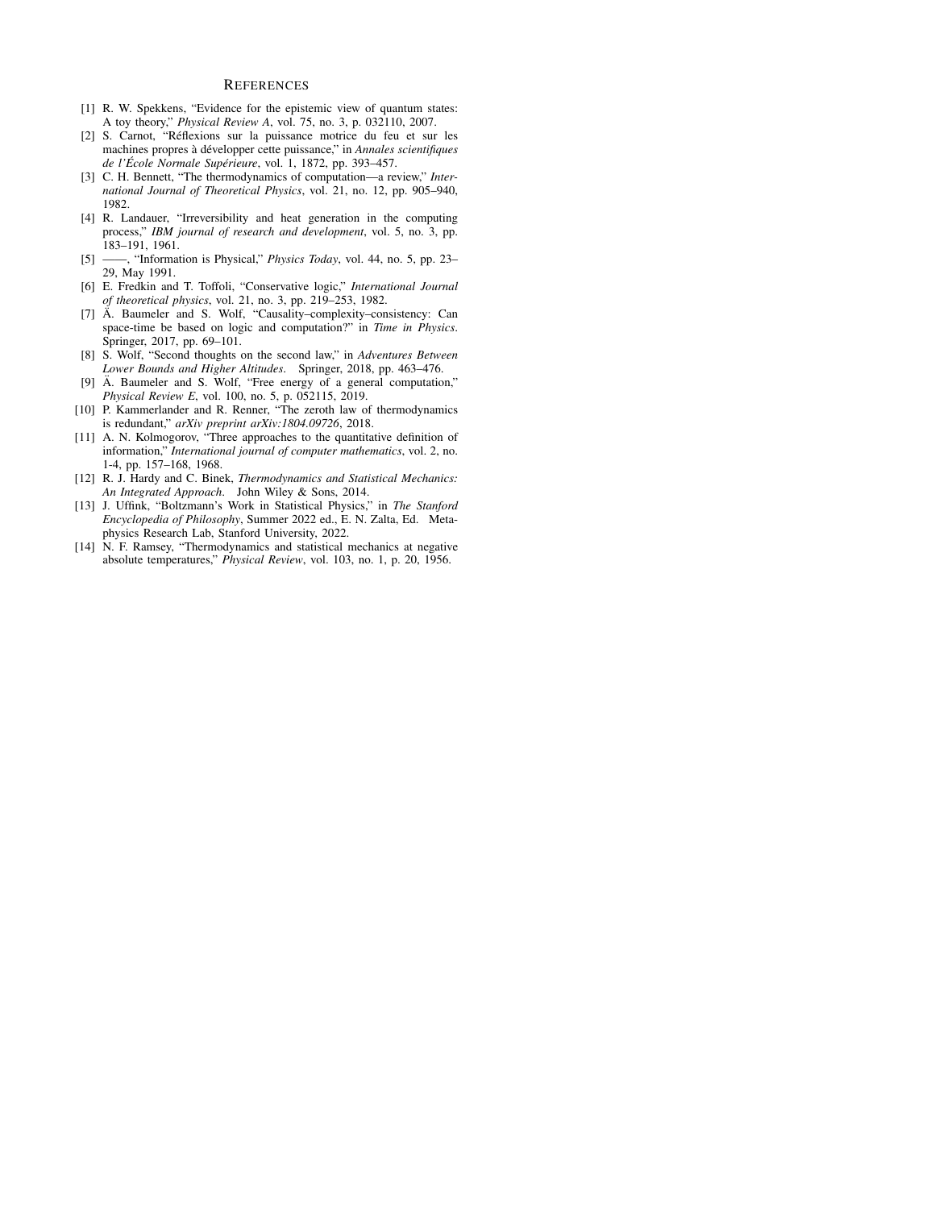## References

[1] R. W. Spekkens, "Evidence for the epistemic view of quantum states: A toy theory," *Physical Review A*, vol. 75, no. 3, p. 032110, 2007.

[2] S. Carnot, "Réflexions sur la puissance motrice du feu et sur les machines propres à développer cette puissance," in *Annales scientifiques de l'École Normale Supérieure*, vol. 1, 1872, pp. 393–457.

[3] C. H. Bennett, "The thermodynamics of computation—a review," *International Journal of Theoretical Physics*, vol. 21, no. 12, pp. 905–940, 1982.

[4] R. Landauer, "Irreversibility and heat generation in the computing process," *IBM journal of research and development*, vol. 5, no. 3, pp. 183–191, 1961.

[5] ——, "Information is Physical," *Physics Today*, vol. 44, no. 5, pp. 23–29, May 1991.

[6] E. Fredkin and T. Toffoli, "Conservative logic," *International Journal of theoretical physics*, vol. 21, no. 3, pp. 219–253, 1982.

[7] Ä. Baumeler and S. Wolf, "Causality–complexity–consistency: Can space-time be based on logic and computation?" in *Time in Physics*. Springer, 2017, pp. 69–101.

[8] S. Wolf, "Second thoughts on the second law," in *Adventures Between Lower Bounds and Higher Altitudes*. Springer, 2018, pp. 463–476.

[9] Ä. Baumeler and S. Wolf, "Free energy of a general computation," *Physical Review E*, vol. 100, no. 5, p. 052115, 2019.

[10] P. Kammerlander and R. Renner, "The zeroth law of thermodynamics is redundant," *arXiv preprint arXiv:1804.09726*, 2018.

[11] A. N. Kolmogorov, "Three approaches to the quantitative definition of information," *International journal of computer mathematics*, vol. 2, no. 1-4, pp. 157–168, 1968.

[12] R. J. Hardy and C. Binek, *Thermodynamics and Statistical Mechanics: An Integrated Approach*. John Wiley & Sons, 2014.

[13] J. Uffink, "Boltzmann's Work in Statistical Physics," in *The Stanford Encyclopedia of Philosophy*, Summer 2022 ed., E. N. Zalta, Ed. Metaphysics Research Lab, Stanford University, 2022.

[14] N. F. Ramsey, "Thermodynamics and statistical mechanics at negative absolute temperatures," *Physical Review*, vol. 103, no. 1, p. 20, 1956.